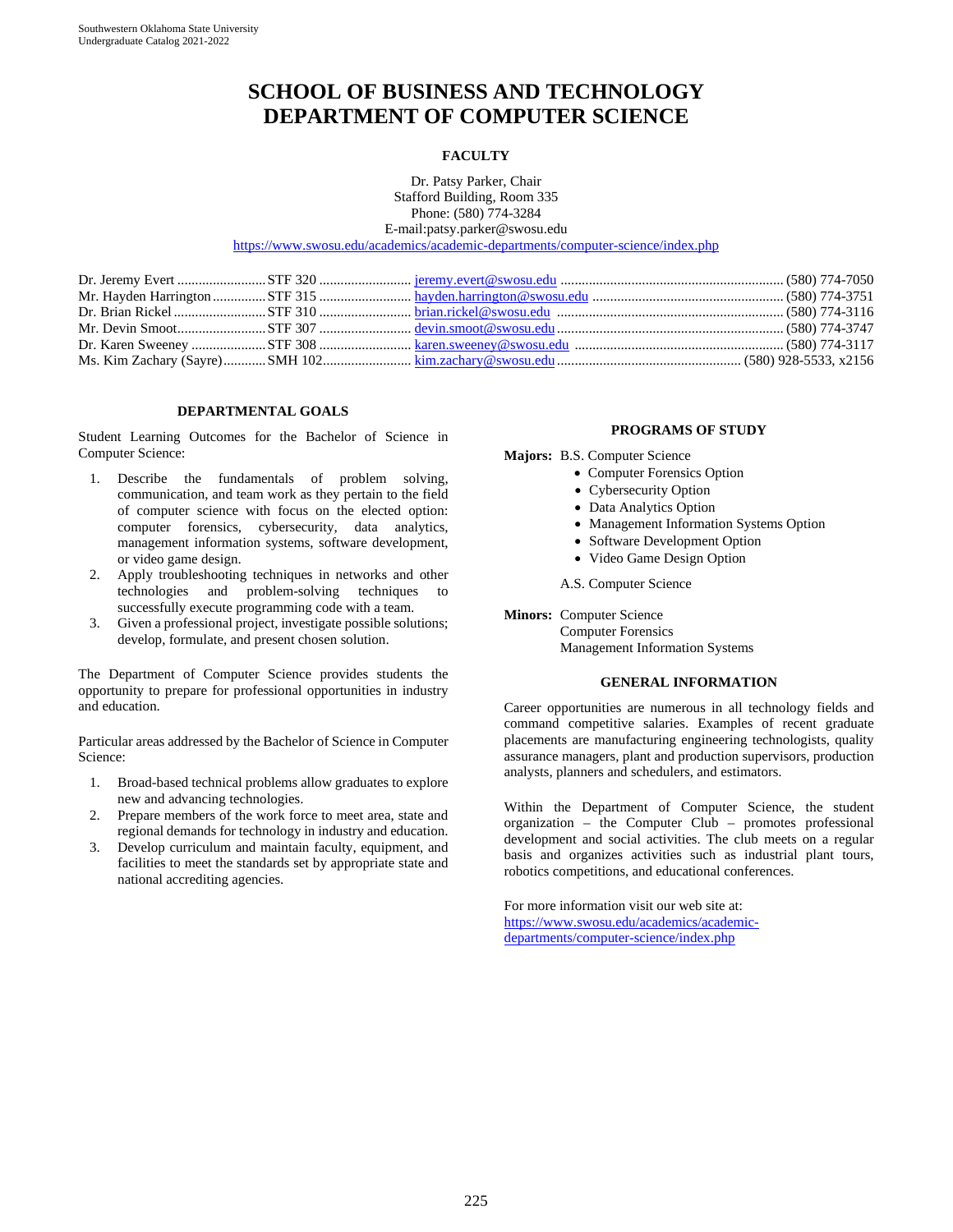# SCHOOL OF BUSINESS AND TECHNOLOGY
# DEPARTMENT OF COMPUTER SCIENCE

## FACULTY

Dr. Patsy Parker, Chair
Stafford Building, Room 335
Phone: (580) 774-3284
E-mail:patsy.parker@swosu.edu
https://www.swosu.edu/academics/academic-departments/computer-science/index.php

| Name | Office | E-mail | Phone |
|---|---|---|---|
| Dr. Jeremy Evert | STF 320 | jeremy.evert@swosu.edu | (580) 774-7050 |
| Mr. Hayden Harrington | STF 315 | hayden.harrington@swosu.edu | (580) 774-3751 |
| Dr. Brian Rickel | STF 310 | brian.rickel@swosu.edu | (580) 774-3116 |
| Mr. Devin Smoot | STF 307 | devin.smoot@swosu.edu | (580) 774-3747 |
| Dr. Karen Sweeney | STF 308 | karen.sweeney@swosu.edu | (580) 774-3117 |
| Ms. Kim Zachary (Sayre) | SMH 102 | kim.zachary@swosu.edu | (580) 928-5533, x2156 |

## DEPARTMENTAL GOALS

Student Learning Outcomes for the Bachelor of Science in Computer Science:

1. Describe the fundamentals of problem solving, communication, and team work as they pertain to the field of computer science with focus on the elected option: computer forensics, cybersecurity, data analytics, management information systems, software development, or video game design.
2. Apply troubleshooting techniques in networks and other technologies and problem-solving techniques to successfully execute programming code with a team.
3. Given a professional project, investigate possible solutions; develop, formulate, and present chosen solution.

The Department of Computer Science provides students the opportunity to prepare for professional opportunities in industry and education.

Particular areas addressed by the Bachelor of Science in Computer Science:

1. Broad-based technical problems allow graduates to explore new and advancing technologies.
2. Prepare members of the work force to meet area, state and regional demands for technology in industry and education.
3. Develop curriculum and maintain faculty, equipment, and facilities to meet the standards set by appropriate state and national accrediting agencies.

## PROGRAMS OF STUDY

**Majors:** B.S. Computer Science

- Computer Forensics Option
- Cybersecurity Option
- Data Analytics Option
- Management Information Systems Option
- Software Development Option
- Video Game Design Option

A.S. Computer Science

**Minors:** Computer Science
Computer Forensics
Management Information Systems

## GENERAL INFORMATION

Career opportunities are numerous in all technology fields and command competitive salaries. Examples of recent graduate placements are manufacturing engineering technologists, quality assurance managers, plant and production supervisors, production analysts, planners and schedulers, and estimators.

Within the Department of Computer Science, the student organization – the Computer Club – promotes professional development and social activities. The club meets on a regular basis and organizes activities such as industrial plant tours, robotics competitions, and educational conferences.

For more information visit our web site at:
https://www.swosu.edu/academics/academic-departments/computer-science/index.php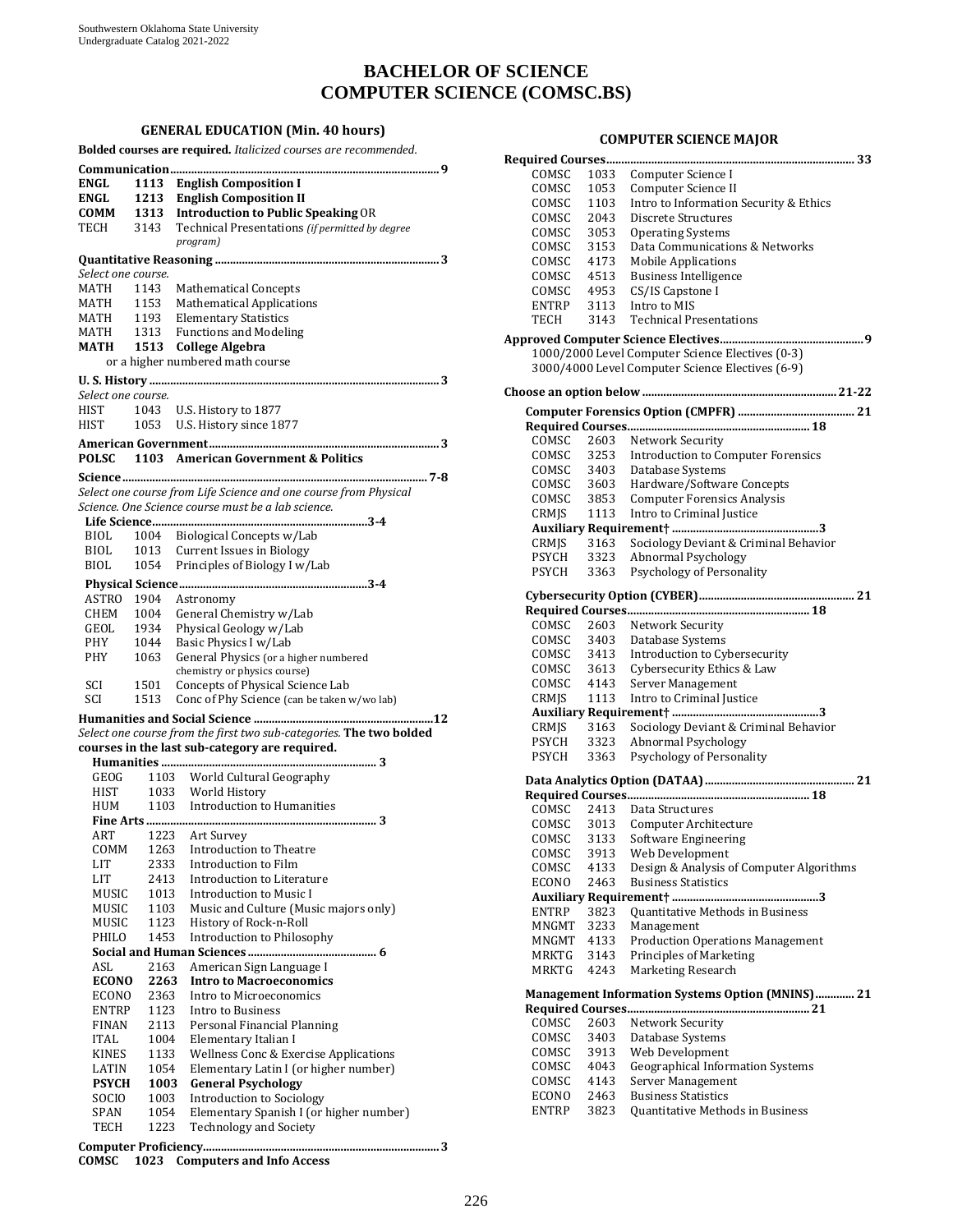# BACHELOR OF SCIENCE
# COMPUTER SCIENCE (COMSC.BS)

## GENERAL EDUCATION (Min. 40 hours)

**Bolded courses are required.** *Italicized courses are recommended.*

**Communication ... 9**

| | | |
|---|---|---|
| **ENGL** | **1113** | **English Composition I** |
| **ENGL** | **1213** | **English Composition II** |
| **COMM** | **1313** | **Introduction to Public Speaking** OR |
| TECH | 3143 | Technical Presentations *(if permitted by degree program)* |

**Quantitative Reasoning ... 3**

*Select one course.*

| | | |
|---|---|---|
| MATH | 1143 | Mathematical Concepts |
| MATH | 1153 | Mathematical Applications |
| MATH | 1193 | Elementary Statistics |
| MATH | 1313 | Functions and Modeling |
| **MATH** | **1513** | **College Algebra** |

or a higher numbered math course

**U. S. History ... 3**

*Select one course.*

| | | |
|---|---|---|
| HIST | 1043 | U.S. History to 1877 |
| HIST | 1053 | U.S. History since 1877 |

**American Government ... 3**

| | | |
|---|---|---|
| **POLSC** | **1103** | **American Government & Politics** |

**Science ... 7-8**

*Select one course from Life Science and one course from Physical Science. One Science course must be a lab science.*

**Life Science ... 3-4**

| | | |
|---|---|---|
| BIOL | 1004 | Biological Concepts w/Lab |
| BIOL | 1013 | Current Issues in Biology |
| BIOL | 1054 | Principles of Biology I w/Lab |

**Physical Science ... 3-4**

| | | |
|---|---|---|
| ASTRO | 1904 | Astronomy |
| CHEM | 1004 | General Chemistry w/Lab |
| GEOL | 1934 | Physical Geology w/Lab |
| PHY | 1044 | Basic Physics I w/Lab |
| PHY | 1063 | General Physics (or a higher numbered chemistry or physics course) |
| SCI | 1501 | Concepts of Physical Science Lab |
| SCI | 1513 | Conc of Phy Science (can be taken w/wo lab) |

**Humanities and Social Science ... 12**

*Select one course from the first two sub-categories.* **The two bolded courses in the last sub-category are required.**

**Humanities ... 3**

| | | |
|---|---|---|
| GEOG | 1103 | World Cultural Geography |
| HIST | 1033 | World History |
| HUM | 1103 | Introduction to Humanities |

**Fine Arts ... 3**

| | | |
|---|---|---|
| ART | 1223 | Art Survey |
| COMM | 1263 | Introduction to Theatre |
| LIT | 2333 | Introduction to Film |
| LIT | 2413 | Introduction to Literature |
| MUSIC | 1013 | Introduction to Music I |
| MUSIC | 1103 | Music and Culture (Music majors only) |
| MUSIC | 1123 | History of Rock-n-Roll |
| PHILO | 1453 | Introduction to Philosophy |

**Social and Human Sciences ... 6**

| | | |
|---|---|---|
| ASL | 2163 | American Sign Language I |
| **ECONO** | **2263** | **Intro to Macroeconomics** |
| ECONO | 2363 | Intro to Microeconomics |
| ENTRP | 1123 | Intro to Business |
| FINAN | 2113 | Personal Financial Planning |
| ITAL | 1004 | Elementary Italian I |
| KINES | 1133 | Wellness Conc & Exercise Applications |
| LATIN | 1054 | Elementary Latin I (or higher number) |
| **PSYCH** | **1003** | **General Psychology** |
| SOCIO | 1003 | Introduction to Sociology |
| SPAN | 1054 | Elementary Spanish I (or higher number) |
| TECH | 1223 | Technology and Society |

**Computer Proficiency ... 3**

| | | |
|---|---|---|
| **COMSC** | **1023** | **Computers and Info Access** |

## COMPUTER SCIENCE MAJOR

**Required Courses ... 33**

| | | |
|---|---|---|
| COMSC | 1033 | Computer Science I |
| COMSC | 1053 | Computer Science II |
| COMSC | 1103 | Intro to Information Security & Ethics |
| COMSC | 2043 | Discrete Structures |
| COMSC | 3053 | Operating Systems |
| COMSC | 3153 | Data Communications & Networks |
| COMSC | 4173 | Mobile Applications |
| COMSC | 4513 | Business Intelligence |
| COMSC | 4953 | CS/IS Capstone I |
| ENTRP | 3113 | Intro to MIS |
| TECH | 3143 | Technical Presentations |

**Approved Computer Science Electives ... 9**

1000/2000 Level Computer Science Electives (0-3)
3000/4000 Level Computer Science Electives (6-9)

**Choose an option below ... 21-22**

**Computer Forensics Option (CMPFR) ... 21**

**Required Courses ... 18**

| | | |
|---|---|---|
| COMSC | 2603 | Network Security |
| COMSC | 3253 | Introduction to Computer Forensics |
| COMSC | 3403 | Database Systems |
| COMSC | 3603 | Hardware/Software Concepts |
| COMSC | 3853 | Computer Forensics Analysis |
| CRMJS | 1113 | Intro to Criminal Justice |

**Auxiliary Requirement† ... 3**

| | | |
|---|---|---|
| CRMJS | 3163 | Sociology Deviant & Criminal Behavior |
| PSYCH | 3323 | Abnormal Psychology |
| PSYCH | 3363 | Psychology of Personality |

**Cybersecurity Option (CYBER) ... 21**

**Required Courses ... 18**

| | | |
|---|---|---|
| COMSC | 2603 | Network Security |
| COMSC | 3403 | Database Systems |
| COMSC | 3413 | Introduction to Cybersecurity |
| COMSC | 3613 | Cybersecurity Ethics & Law |
| COMSC | 4143 | Server Management |
| CRMJS | 1113 | Intro to Criminal Justice |

**Auxiliary Requirement† ... 3**

| | | |
|---|---|---|
| CRMJS | 3163 | Sociology Deviant & Criminal Behavior |
| PSYCH | 3323 | Abnormal Psychology |
| PSYCH | 3363 | Psychology of Personality |

**Data Analytics Option (DATAA) ... 21**

**Required Courses ... 18**

| | | |
|---|---|---|
| COMSC | 2413 | Data Structures |
| COMSC | 3013 | Computer Architecture |
| COMSC | 3133 | Software Engineering |
| COMSC | 3913 | Web Development |
| COMSC | 4133 | Design & Analysis of Computer Algorithms |
| ECONO | 2463 | Business Statistics |

**Auxiliary Requirement† ... 3**

| | | |
|---|---|---|
| ENTRP | 3823 | Quantitative Methods in Business |
| MNGMT | 3233 | Management |
| MNGMT | 4133 | Production Operations Management |
| MRKTG | 3143 | Principles of Marketing |
| MRKTG | 4243 | Marketing Research |

**Management Information Systems Option (MNINS) ... 21**

**Required Courses ... 21**

| | | |
|---|---|---|
| COMSC | 2603 | Network Security |
| COMSC | 3403 | Database Systems |
| COMSC | 3913 | Web Development |
| COMSC | 4043 | Geographical Information Systems |
| COMSC | 4143 | Server Management |
| ECONO | 2463 | Business Statistics |
| ENTRP | 3823 | Quantitative Methods in Business |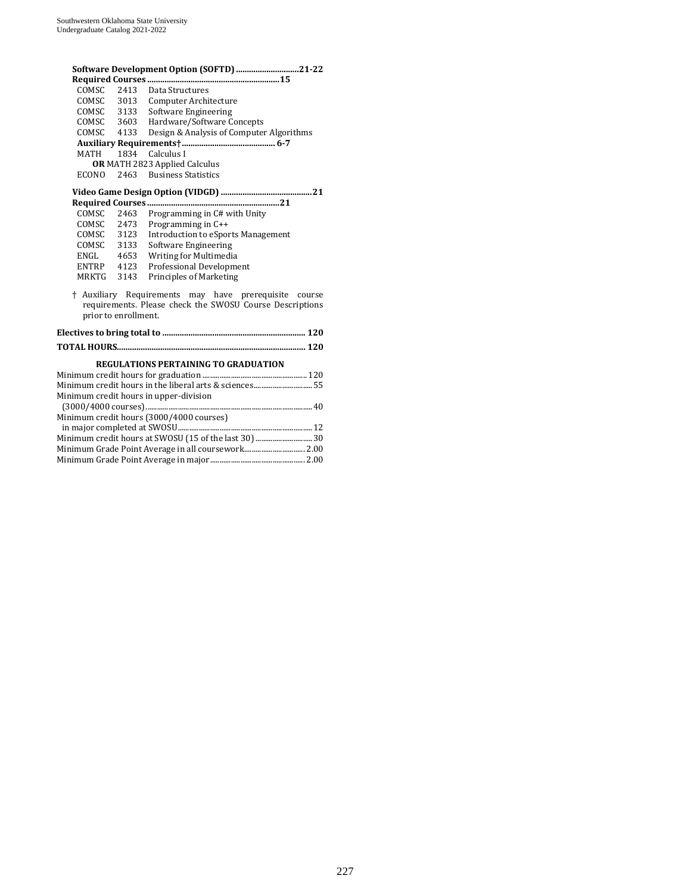**Software Development Option (SOFTD) ............................21-22**

**Required Courses ............................................................15**

| | | |
|---|---|---|
| COMSC | 2413 | Data Structures |
| COMSC | 3013 | Computer Architecture |
| COMSC | 3133 | Software Engineering |
| COMSC | 3603 | Hardware/Software Concepts |
| COMSC | 4133 | Design & Analysis of Computer Algorithms |

**Auxiliary Requirements† .......................................... 6-7**

| | | |
|---|---|---|
| MATH | 1834 | Calculus I |
| | | **OR** MATH 2823 Applied Calculus |
| ECONO | 2463 | Business Statistics |

**Video Game Design Option (VIDGD) ..........................................21**

**Required Courses ............................................................21**

| | | |
|---|---|---|
| COMSC | 2463 | Programming in C# with Unity |
| COMSC | 2473 | Programming in C++ |
| COMSC | 3123 | Introduction to eSports Management |
| COMSC | 3133 | Software Engineering |
| ENGL | 4653 | Writing for Multimedia |
| ENTRP | 4123 | Professional Development |
| MRKTG | 3143 | Principles of Marketing |

† Auxiliary Requirements may have prerequisite course requirements. Please check the SWOSU Course Descriptions prior to enrollment.

**Electives to bring total to ................................................................. 120**

**TOTAL HOURS...................................................................................... 120**

### REGULATIONS PERTAINING TO GRADUATION

Minimum credit hours for graduation ........................................................ 120

Minimum credit hours in the liberal arts & sciences................................ 55

Minimum credit hours in upper-division (3000/4000 courses)....................................................................................... 40

Minimum credit hours (3000/4000 courses) in major completed at SWOSU........................................................................ 12

Minimum credit hours at SWOSU (15 of the last 30) ............................... 30

Minimum Grade Point Average in all coursework................................. 2.00

Minimum Grade Point Average in major .................................................. 2.00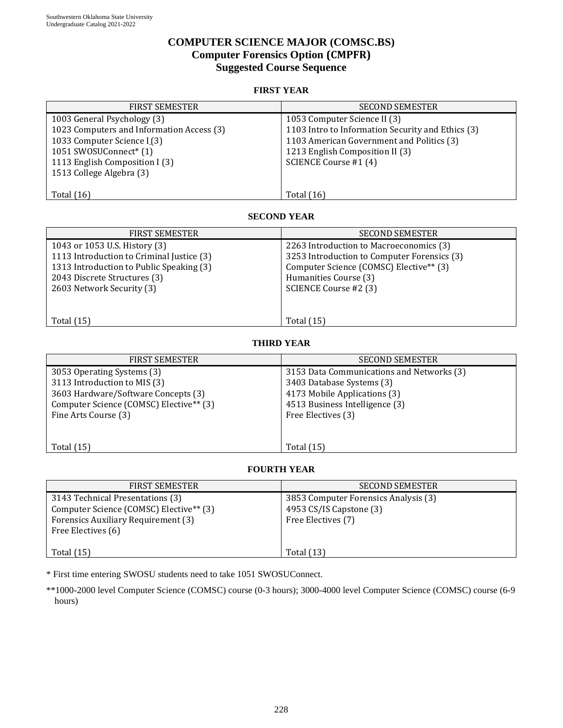# COMPUTER SCIENCE MAJOR (COMSC.BS)
## Computer Forensics Option (CMPFR)
## Suggested Course Sequence

### FIRST YEAR

| FIRST SEMESTER | SECOND SEMESTER |
|---|---|
| 1003 General Psychology (3) | 1053 Computer Science II (3) |
| 1023 Computers and Information Access (3) | 1103 Intro to Information Security and Ethics (3) |
| 1033 Computer Science I (3) | 1103 American Government and Politics (3) |
| 1051 SWOSUConnect* (1) | 1213 English Composition II (3) |
| 1113 English Composition I (3) | SCIENCE Course #1 (4) |
| 1513 College Algebra (3) | |
| Total (16) | Total (16) |

### SECOND YEAR

| FIRST SEMESTER | SECOND SEMESTER |
|---|---|
| 1043 or 1053 U.S. History (3) | 2263 Introduction to Macroeconomics (3) |
| 1113 Introduction to Criminal Justice (3) | 3253 Introduction to Computer Forensics (3) |
| 1313 Introduction to Public Speaking (3) | Computer Science (COMSC) Elective** (3) |
| 2043 Discrete Structures (3) | Humanities Course (3) |
| 2603 Network Security (3) | SCIENCE Course #2 (3) |
| Total (15) | Total (15) |

### THIRD YEAR

| FIRST SEMESTER | SECOND SEMESTER |
|---|---|
| 3053 Operating Systems (3) | 3153 Data Communications and Networks (3) |
| 3113 Introduction to MIS (3) | 3403 Database Systems (3) |
| 3603 Hardware/Software Concepts (3) | 4173 Mobile Applications (3) |
| Computer Science (COMSC) Elective** (3) | 4513 Business Intelligence (3) |
| Fine Arts Course (3) | Free Electives (3) |
| Total (15) | Total (15) |

### FOURTH YEAR

| FIRST SEMESTER | SECOND SEMESTER |
|---|---|
| 3143 Technical Presentations (3) | 3853 Computer Forensics Analysis (3) |
| Computer Science (COMSC) Elective** (3) | 4953 CS/IS Capstone (3) |
| Forensics Auxiliary Requirement (3) | Free Electives (7) |
| Free Electives (6) | |
| Total (15) | Total (13) |

* First time entering SWOSU students need to take 1051 SWOSUConnect.

**1000-2000 level Computer Science (COMSC) course (0-3 hours); 3000-4000 level Computer Science (COMSC) course (6-9 hours)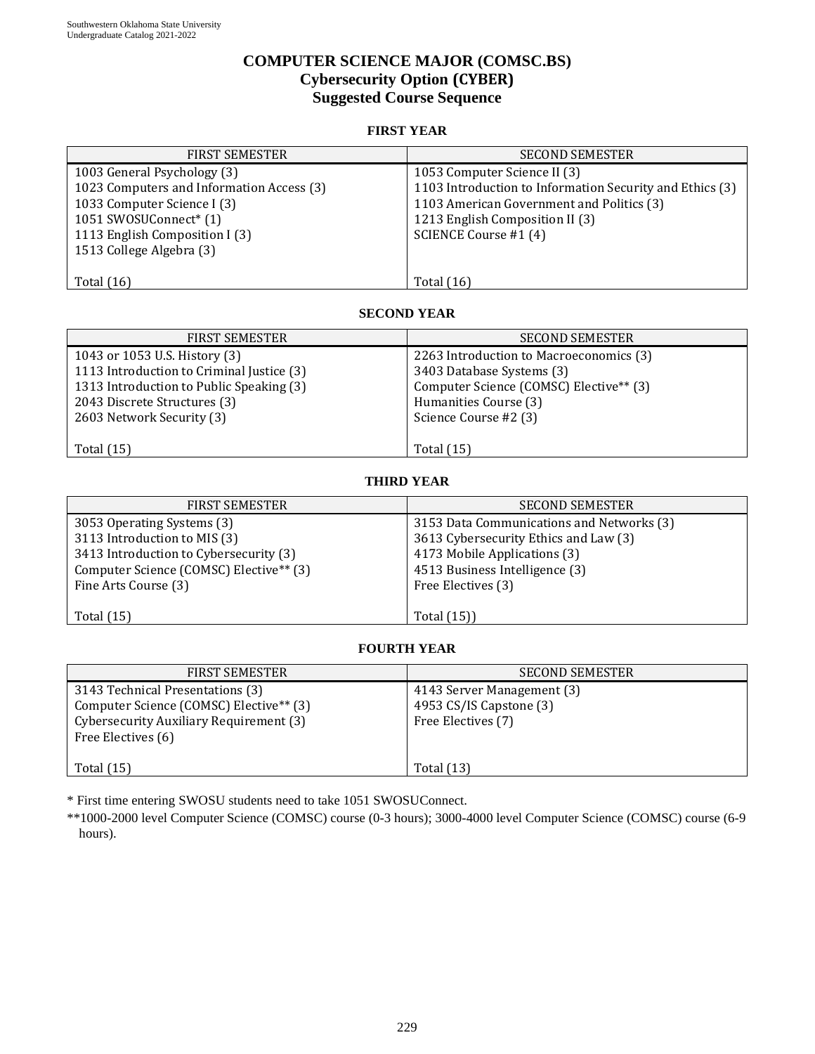# COMPUTER SCIENCE MAJOR (COMSC.BS)
## Cybersecurity Option (CYBER)
## Suggested Course Sequence

### FIRST YEAR

| FIRST SEMESTER | SECOND SEMESTER |
|---|---|
| 1003 General Psychology (3) | 1053 Computer Science II (3) |
| 1023 Computers and Information Access (3) | 1103 Introduction to Information Security and Ethics (3) |
| 1033 Computer Science I (3) | 1103 American Government and Politics (3) |
| 1051 SWOSUConnect* (1) | 1213 English Composition II (3) |
| 1113 English Composition I (3) | SCIENCE Course #1 (4) |
| 1513 College Algebra (3) | |
| Total (16) | Total (16) |

### SECOND YEAR

| FIRST SEMESTER | SECOND SEMESTER |
|---|---|
| 1043 or 1053 U.S. History (3) | 2263 Introduction to Macroeconomics (3) |
| 1113 Introduction to Criminal Justice (3) | 3403 Database Systems (3) |
| 1313 Introduction to Public Speaking (3) | Computer Science (COMSC) Elective** (3) |
| 2043 Discrete Structures (3) | Humanities Course (3) |
| 2603 Network Security (3) | Science Course #2 (3) |
| Total (15) | Total (15) |

### THIRD YEAR

| FIRST SEMESTER | SECOND SEMESTER |
|---|---|
| 3053 Operating Systems (3) | 3153 Data Communications and Networks (3) |
| 3113 Introduction to MIS (3) | 3613 Cybersecurity Ethics and Law (3) |
| 3413 Introduction to Cybersecurity (3) | 4173 Mobile Applications (3) |
| Computer Science (COMSC) Elective** (3) | 4513 Business Intelligence (3) |
| Fine Arts Course (3) | Free Electives (3) |
| Total (15) | Total (15)) |

### FOURTH YEAR

| FIRST SEMESTER | SECOND SEMESTER |
|---|---|
| 3143 Technical Presentations (3) | 4143 Server Management (3) |
| Computer Science (COMSC) Elective** (3) | 4953 CS/IS Capstone (3) |
| Cybersecurity Auxiliary Requirement (3) | Free Electives (7) |
| Free Electives (6) | |
| Total (15) | Total (13) |

* First time entering SWOSU students need to take 1051 SWOSUConnect.

**1000-2000 level Computer Science (COMSC) course (0-3 hours); 3000-4000 level Computer Science (COMSC) course (6-9 hours).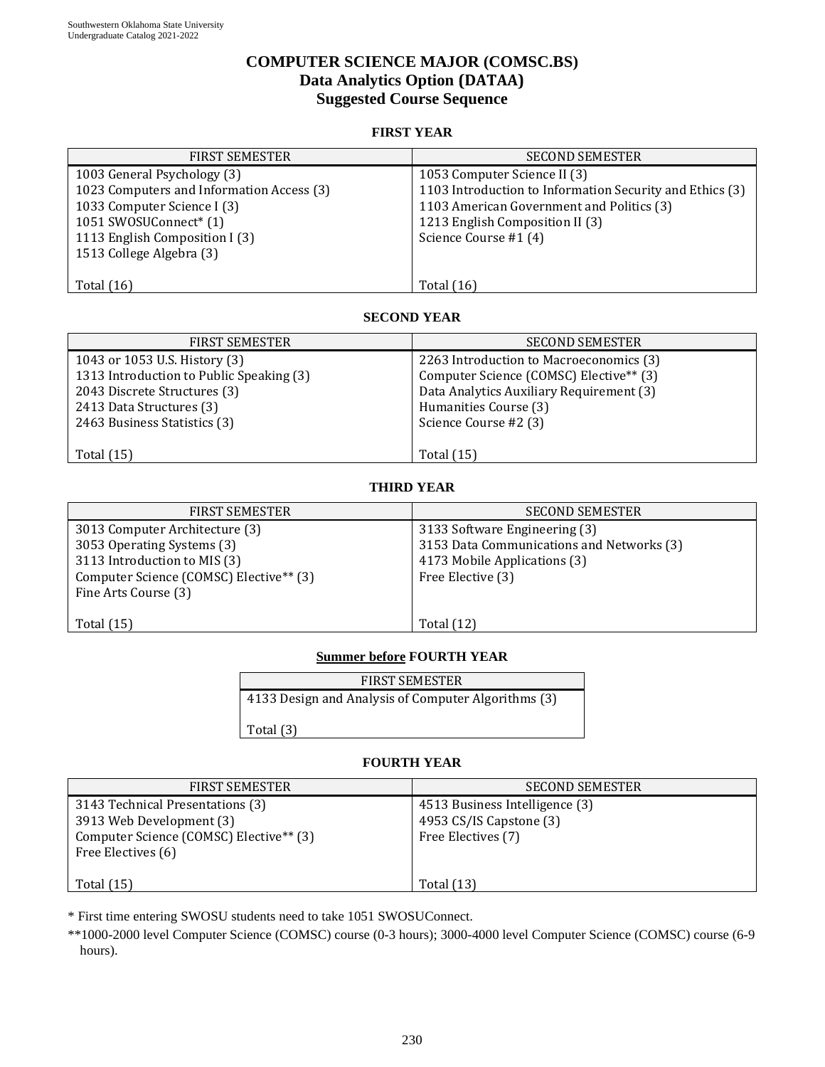# COMPUTER SCIENCE MAJOR (COMSC.BS)
## Data Analytics Option (DATAA)
## Suggested Course Sequence

### FIRST YEAR

| FIRST SEMESTER | SECOND SEMESTER |
|---|---|
| 1003 General Psychology (3) | 1053 Computer Science II (3) |
| 1023 Computers and Information Access (3) | 1103 Introduction to Information Security and Ethics (3) |
| 1033 Computer Science I (3) | 1103 American Government and Politics (3) |
| 1051 SWOSUConnect* (1) | 1213 English Composition II (3) |
| 1113 English Composition I (3) | Science Course #1 (4) |
| 1513 College Algebra (3) | |
| Total (16) | Total (16) |

### SECOND YEAR

| FIRST SEMESTER | SECOND SEMESTER |
|---|---|
| 1043 or 1053 U.S. History (3) | 2263 Introduction to Macroeconomics (3) |
| 1313 Introduction to Public Speaking (3) | Computer Science (COMSC) Elective** (3) |
| 2043 Discrete Structures (3) | Data Analytics Auxiliary Requirement (3) |
| 2413 Data Structures (3) | Humanities Course (3) |
| 2463 Business Statistics (3) | Science Course #2 (3) |
| Total (15) | Total (15) |

### THIRD YEAR

| FIRST SEMESTER | SECOND SEMESTER |
|---|---|
| 3013 Computer Architecture (3) | 3133 Software Engineering (3) |
| 3053 Operating Systems (3) | 3153 Data Communications and Networks (3) |
| 3113 Introduction to MIS (3) | 4173 Mobile Applications (3) |
| Computer Science (COMSC) Elective** (3) | Free Elective (3) |
| Fine Arts Course (3) | |
| Total (15) | Total (12) |

### Summer before FOURTH YEAR

| FIRST SEMESTER |
|---|
| 4133 Design and Analysis of Computer Algorithms (3) |
| Total (3) |

### FOURTH YEAR

| FIRST SEMESTER | SECOND SEMESTER |
|---|---|
| 3143 Technical Presentations (3) | 4513 Business Intelligence (3) |
| 3913 Web Development (3) | 4953 CS/IS Capstone (3) |
| Computer Science (COMSC) Elective** (3) | Free Electives (7) |
| Free Electives (6) | |
| Total (15) | Total (13) |

* First time entering SWOSU students need to take 1051 SWOSUConnect.

**1000-2000 level Computer Science (COMSC) course (0-3 hours); 3000-4000 level Computer Science (COMSC) course (6-9 hours).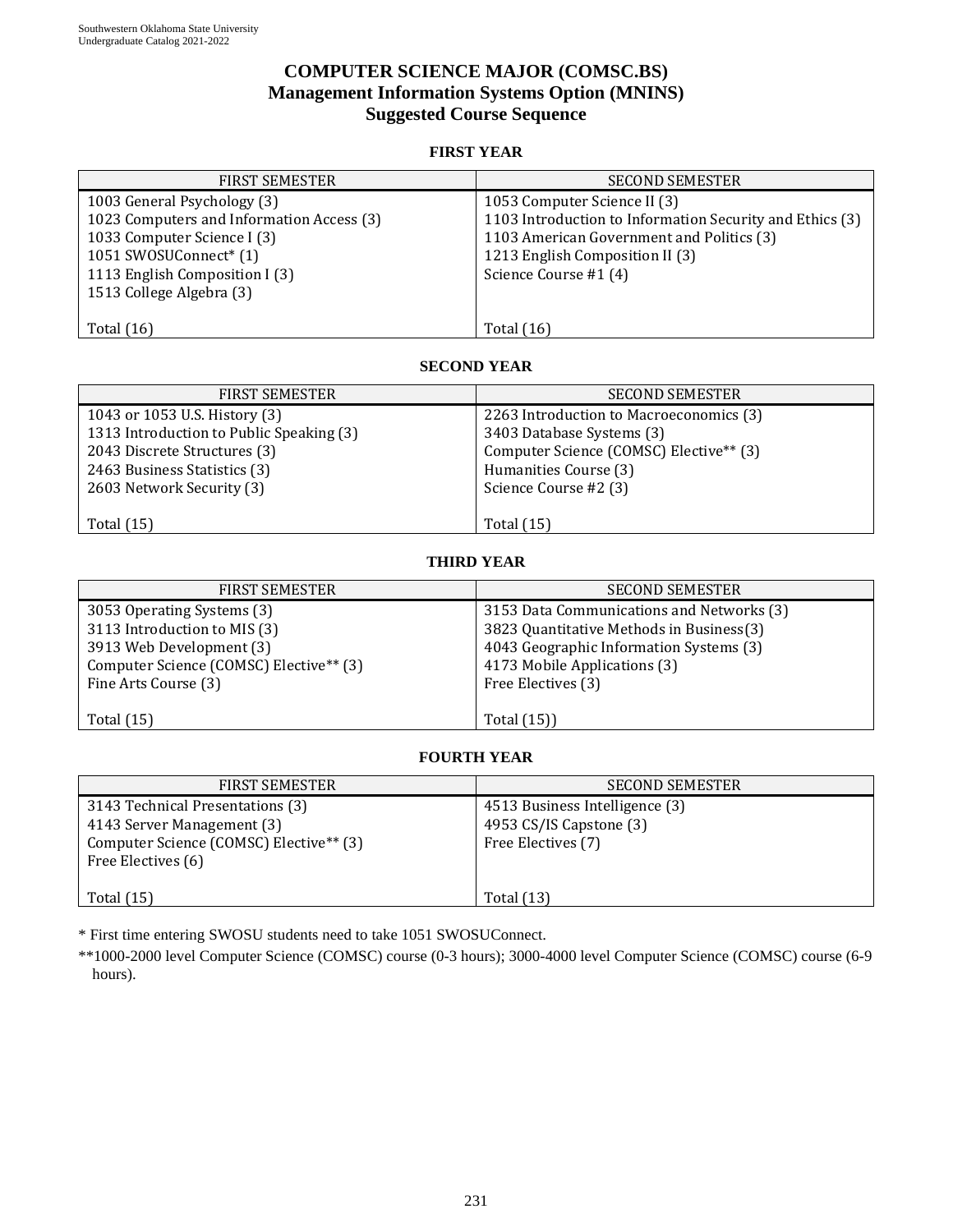# COMPUTER SCIENCE MAJOR (COMSC.BS)
## Management Information Systems Option (MNINS)
## Suggested Course Sequence

### FIRST YEAR

| FIRST SEMESTER | SECOND SEMESTER |
|---|---|
| 1003 General Psychology (3) | 1053 Computer Science II (3) |
| 1023 Computers and Information Access (3) | 1103 Introduction to Information Security and Ethics (3) |
| 1033 Computer Science I (3) | 1103 American Government and Politics (3) |
| 1051 SWOSUConnect* (1) | 1213 English Composition II (3) |
| 1113 English Composition I (3) | Science Course #1 (4) |
| 1513 College Algebra (3) | |
| Total (16) | Total (16) |

### SECOND YEAR

| FIRST SEMESTER | SECOND SEMESTER |
|---|---|
| 1043 or 1053 U.S. History (3) | 2263 Introduction to Macroeconomics (3) |
| 1313 Introduction to Public Speaking (3) | 3403 Database Systems (3) |
| 2043 Discrete Structures (3) | Computer Science (COMSC) Elective** (3) |
| 2463 Business Statistics (3) | Humanities Course (3) |
| 2603 Network Security (3) | Science Course #2 (3) |
| Total (15) | Total (15) |

### THIRD YEAR

| FIRST SEMESTER | SECOND SEMESTER |
|---|---|
| 3053 Operating Systems (3) | 3153 Data Communications and Networks (3) |
| 3113 Introduction to MIS (3) | 3823 Quantitative Methods in Business(3) |
| 3913 Web Development (3) | 4043 Geographic Information Systems (3) |
| Computer Science (COMSC) Elective** (3) | 4173 Mobile Applications (3) |
| Fine Arts Course (3) | Free Electives (3) |
| Total (15) | Total (15)) |

### FOURTH YEAR

| FIRST SEMESTER | SECOND SEMESTER |
|---|---|
| 3143 Technical Presentations (3) | 4513 Business Intelligence (3) |
| 4143 Server Management (3) | 4953 CS/IS Capstone (3) |
| Computer Science (COMSC) Elective** (3) | Free Electives (7) |
| Free Electives (6) | |
| Total (15) | Total (13) |

* First time entering SWOSU students need to take 1051 SWOSUConnect.

**1000-2000 level Computer Science (COMSC) course (0-3 hours); 3000-4000 level Computer Science (COMSC) course (6-9 hours).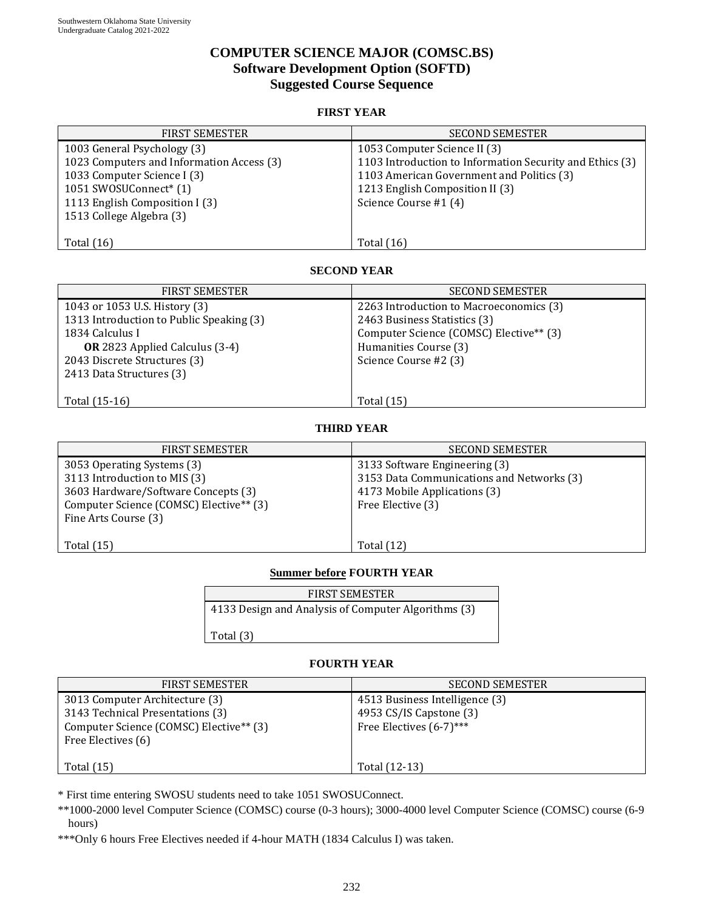# COMPUTER SCIENCE MAJOR (COMSC.BS)
## Software Development Option (SOFTD)
## Suggested Course Sequence

### FIRST YEAR

| FIRST SEMESTER | SECOND SEMESTER |
|---|---|
| 1003 General Psychology (3) | 1053 Computer Science II (3) |
| 1023 Computers and Information Access (3) | 1103 Introduction to Information Security and Ethics (3) |
| 1033 Computer Science I (3) | 1103 American Government and Politics (3) |
| 1051 SWOSUConnect* (1) | 1213 English Composition II (3) |
| 1113 English Composition I (3) | Science Course #1 (4) |
| 1513 College Algebra (3) | |
| Total (16) | Total (16) |

### SECOND YEAR

| FIRST SEMESTER | SECOND SEMESTER |
|---|---|
| 1043 or 1053 U.S. History (3) | 2263 Introduction to Macroeconomics (3) |
| 1313 Introduction to Public Speaking (3) | 2463 Business Statistics (3) |
| 1834 Calculus I **OR** 2823 Applied Calculus (3-4) | Computer Science (COMSC) Elective** (3) |
| 2043 Discrete Structures (3) | Humanities Course (3) |
| 2413 Data Structures (3) | Science Course #2 (3) |
| Total (15-16) | Total (15) |

### THIRD YEAR

| FIRST SEMESTER | SECOND SEMESTER |
|---|---|
| 3053 Operating Systems (3) | 3133 Software Engineering (3) |
| 3113 Introduction to MIS (3) | 3153 Data Communications and Networks (3) |
| 3603 Hardware/Software Concepts (3) | 4173 Mobile Applications (3) |
| Computer Science (COMSC) Elective** (3) | Free Elective (3) |
| Fine Arts Course (3) | |
| Total (15) | Total (12) |

### Summer before FOURTH YEAR

| FIRST SEMESTER |
|---|
| 4133 Design and Analysis of Computer Algorithms (3) |
| Total (3) |

### FOURTH YEAR

| FIRST SEMESTER | SECOND SEMESTER |
|---|---|
| 3013 Computer Architecture (3) | 4513 Business Intelligence (3) |
| 3143 Technical Presentations (3) | 4953 CS/IS Capstone (3) |
| Computer Science (COMSC) Elective** (3) | Free Electives (6-7)*** |
| Free Electives (6) | |
| Total (15) | Total (12-13) |

* First time entering SWOSU students need to take 1051 SWOSUConnect.

**1000-2000 level Computer Science (COMSC) course (0-3 hours); 3000-4000 level Computer Science (COMSC) course (6-9 hours)

***Only 6 hours Free Electives needed if 4-hour MATH (1834 Calculus I) was taken.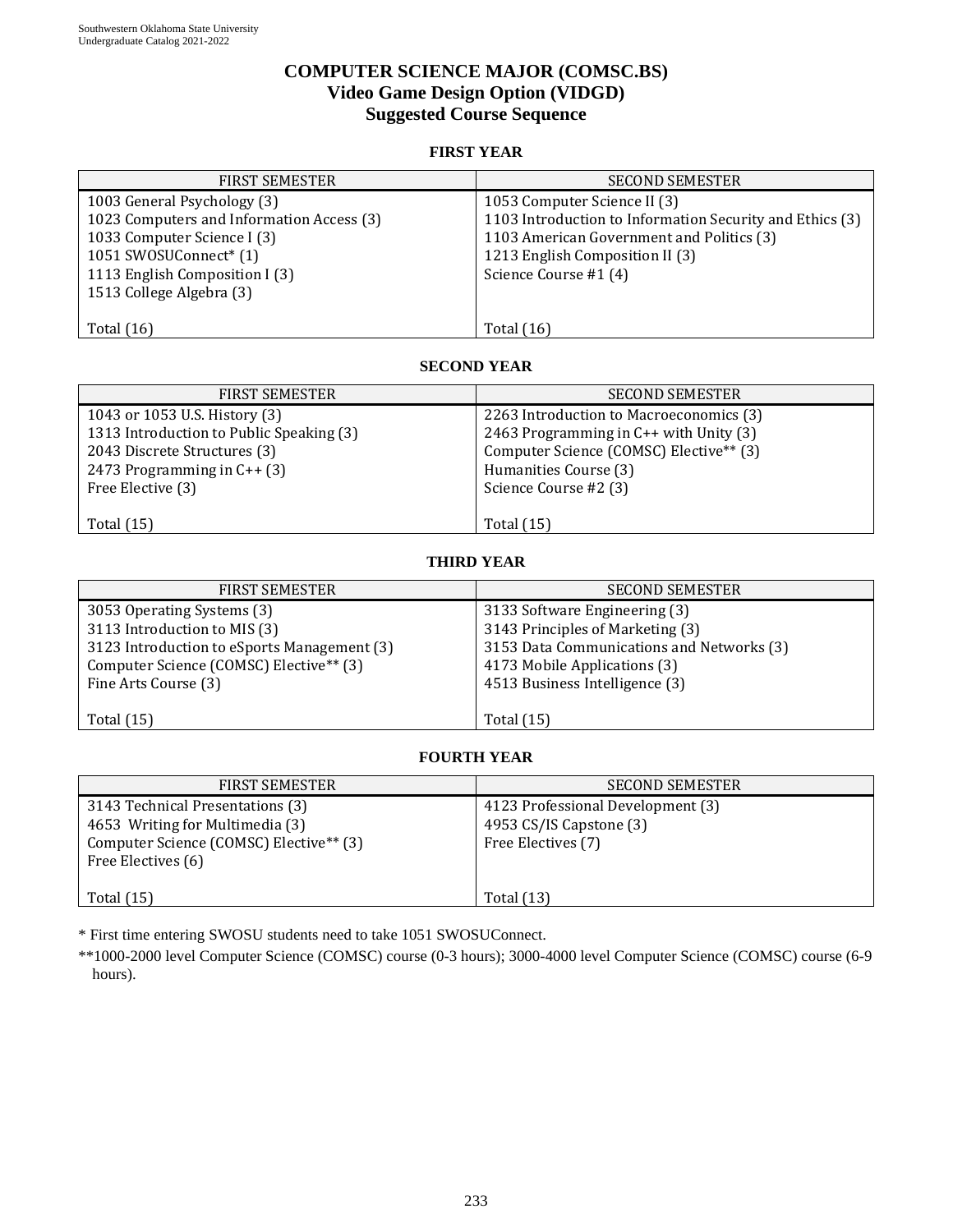# COMPUTER SCIENCE MAJOR (COMSC.BS)
## Video Game Design Option (VIDGD)
## Suggested Course Sequence

### FIRST YEAR

| FIRST SEMESTER | SECOND SEMESTER |
|---|---|
| 1003 General Psychology (3) | 1053 Computer Science II (3) |
| 1023 Computers and Information Access (3) | 1103 Introduction to Information Security and Ethics (3) |
| 1033 Computer Science I (3) | 1103 American Government and Politics (3) |
| 1051 SWOSUConnect* (1) | 1213 English Composition II (3) |
| 1113 English Composition I (3) | Science Course #1 (4) |
| 1513 College Algebra (3) | |
| Total (16) | Total (16) |

### SECOND YEAR

| FIRST SEMESTER | SECOND SEMESTER |
|---|---|
| 1043 or 1053 U.S. History (3) | 2263 Introduction to Macroeconomics (3) |
| 1313 Introduction to Public Speaking (3) | 2463 Programming in C++ with Unity (3) |
| 2043 Discrete Structures (3) | Computer Science (COMSC) Elective** (3) |
| 2473 Programming in C++ (3) | Humanities Course (3) |
| Free Elective (3) | Science Course #2 (3) |
| Total (15) | Total (15) |

### THIRD YEAR

| FIRST SEMESTER | SECOND SEMESTER |
|---|---|
| 3053 Operating Systems (3) | 3133 Software Engineering (3) |
| 3113 Introduction to MIS (3) | 3143 Principles of Marketing (3) |
| 3123 Introduction to eSports Management (3) | 3153 Data Communications and Networks (3) |
| Computer Science (COMSC) Elective** (3) | 4173 Mobile Applications (3) |
| Fine Arts Course (3) | 4513 Business Intelligence (3) |
| Total (15) | Total (15) |

### FOURTH YEAR

| FIRST SEMESTER | SECOND SEMESTER |
|---|---|
| 3143 Technical Presentations (3) | 4123 Professional Development (3) |
| 4653 Writing for Multimedia (3) | 4953 CS/IS Capstone (3) |
| Computer Science (COMSC) Elective** (3) | Free Electives (7) |
| Free Electives (6) | |
| Total (15) | Total (13) |

\* First time entering SWOSU students need to take 1051 SWOSUConnect.

\*\*1000-2000 level Computer Science (COMSC) course (0-3 hours); 3000-4000 level Computer Science (COMSC) course (6-9 hours).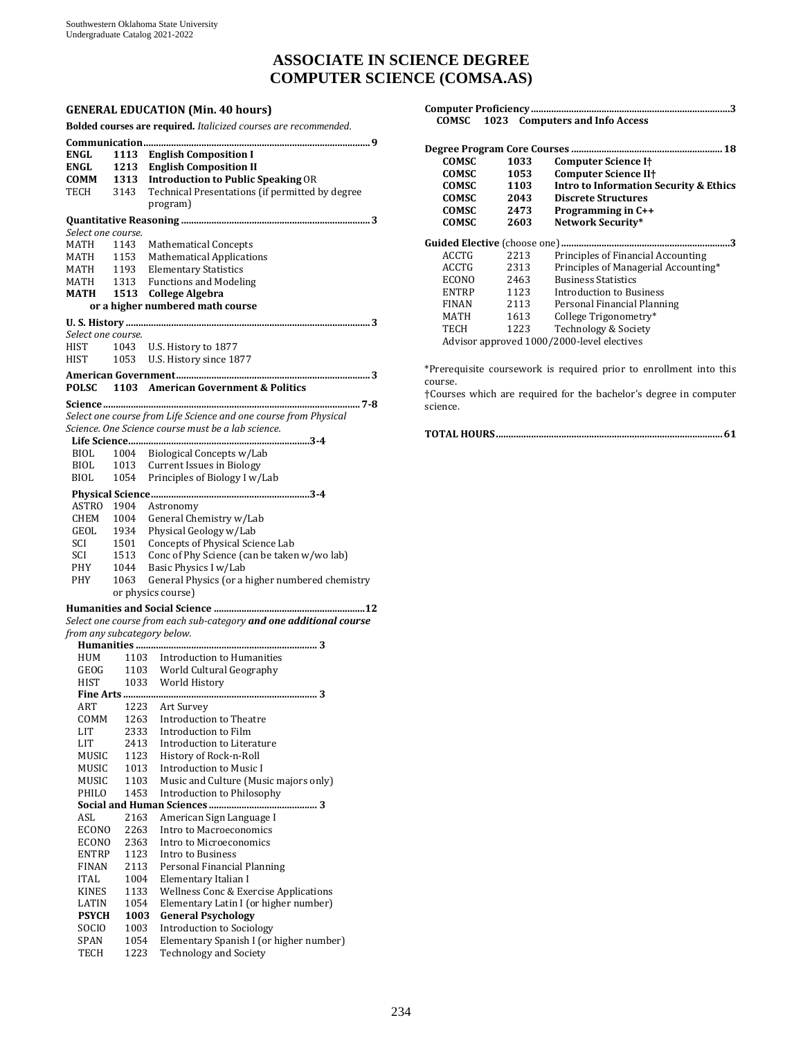# ASSOCIATE IN SCIENCE DEGREE
# COMPUTER SCIENCE (COMSA.AS)

## GENERAL EDUCATION (Min. 40 hours)

**Bolded courses are required.** *Italicized courses are recommended.*

**Communication.......................................................................................... 9**

| | | |
|---|---|---|
| **ENGL** | **1113** | **English Composition I** |
| **ENGL** | **1213** | **English Composition II** |
| **COMM** | **1313** | **Introduction to Public Speaking** OR |
| TECH | 3143 | Technical Presentations (if permitted by degree program) |

**Quantitative Reasoning .......................................................................... 3**

*Select one course.*

| | | |
|---|---|---|
| MATH | 1143 | Mathematical Concepts |
| MATH | 1153 | Mathematical Applications |
| MATH | 1193 | Elementary Statistics |
| MATH | 1313 | Functions and Modeling |
| **MATH** | **1513** | **College Algebra or a higher numbered math course** |

**U. S. History ................................................................................................ 3**

*Select one course.*

| | | |
|---|---|---|
| HIST | 1043 | U.S. History to 1877 |
| HIST | 1053 | U.S. History since 1877 |

**American Government............................................................................. 3**

| | | |
|---|---|---|
| **POLSC** | **1103** | **American Government & Politics** |

**Science ...................................................................................................... 7-8**

*Select one course from Life Science and one course from Physical Science. One Science course must be a lab science.*

**Life Science........................................................................3-4**

| | | |
|---|---|---|
| BIOL | 1004 | Biological Concepts w/Lab |
| BIOL | 1013 | Current Issues in Biology |
| BIOL | 1054 | Principles of Biology I w/Lab |

**Physical Science...............................................................3-4**

| | | |
|---|---|---|
| ASTRO | 1904 | Astronomy |
| CHEM | 1004 | General Chemistry w/Lab |
| GEOL | 1934 | Physical Geology w/Lab |
| SCI | 1501 | Concepts of Physical Science Lab |
| SCI | 1513 | Conc of Phy Science (can be taken w/wo lab) |
| PHY | 1044 | Basic Physics I w/Lab |
| PHY | 1063 | General Physics (or a higher numbered chemistry or physics course) |

**Humanities and Social Science ............................................................12**

*Select one course from each sub-category* ***and one additional course*** *from any subcategory below.*

**Humanities ........................................................................ 3**

| | | |
|---|---|---|
| HUM | 1103 | Introduction to Humanities |
| GEOG | 1103 | World Cultural Geography |
| HIST | 1033 | World History |

**Fine Arts ............................................................................. 3**

| | | |
|---|---|---|
| ART | 1223 | Art Survey |
| COMM | 1263 | Introduction to Theatre |
| LIT | 2333 | Introduction to Film |
| LIT | 2413 | Introduction to Literature |
| MUSIC | 1123 | History of Rock-n-Roll |
| MUSIC | 1013 | Introduction to Music I |
| MUSIC | 1103 | Music and Culture (Music majors only) |
| PHILO | 1453 | Introduction to Philosophy |

**Social and Human Sciences ........................................... 3**

| | | |
|---|---|---|
| ASL | 2163 | American Sign Language I |
| ECONO | 2263 | Intro to Macroeconomics |
| ECONO | 2363 | Intro to Microeconomics |
| ENTRP | 1123 | Intro to Business |
| FINAN | 2113 | Personal Financial Planning |
| ITAL | 1004 | Elementary Italian I |
| KINES | 1133 | Wellness Conc & Exercise Applications |
| LATIN | 1054 | Elementary Latin I (or higher number) |
| **PSYCH** | **1003** | **General Psychology** |
| SOCIO | 1003 | Introduction to Sociology |
| SPAN | 1054 | Elementary Spanish I (or higher number) |
| TECH | 1223 | Technology and Society |

**Computer Proficiency...............................................................................3**

| | | |
|---|---|---|
| **COMSC** | **1023** | **Computers and Info Access** |

**Degree Program Core Courses ............................................................ 18**

| | | |
|---|---|---|
| **COMSC** | **1033** | **Computer Science I†** |
| **COMSC** | **1053** | **Computer Science II†** |
| **COMSC** | **1103** | **Intro to Information Security & Ethics** |
| **COMSC** | **2043** | **Discrete Structures** |
| **COMSC** | **2473** | **Programming in C++** |
| **COMSC** | **2603** | **Network Security*** |

**Guided Elective** (choose one)..................................................................3

| | | |
|---|---|---|
| ACCTG | 2213 | Principles of Financial Accounting |
| ACCTG | 2313 | Principles of Managerial Accounting* |
| ECONO | 2463 | Business Statistics |
| ENTRP | 1123 | Introduction to Business |
| FINAN | 2113 | Personal Financial Planning |
| MATH | 1613 | College Trigonometry* |
| TECH | 1223 | Technology & Society |

Advisor approved 1000/2000-level electives

*Prerequisite coursework is required prior to enrollment into this course.

†Courses which are required for the bachelor's degree in computer science.

**TOTAL HOURS..........................................................................................61**